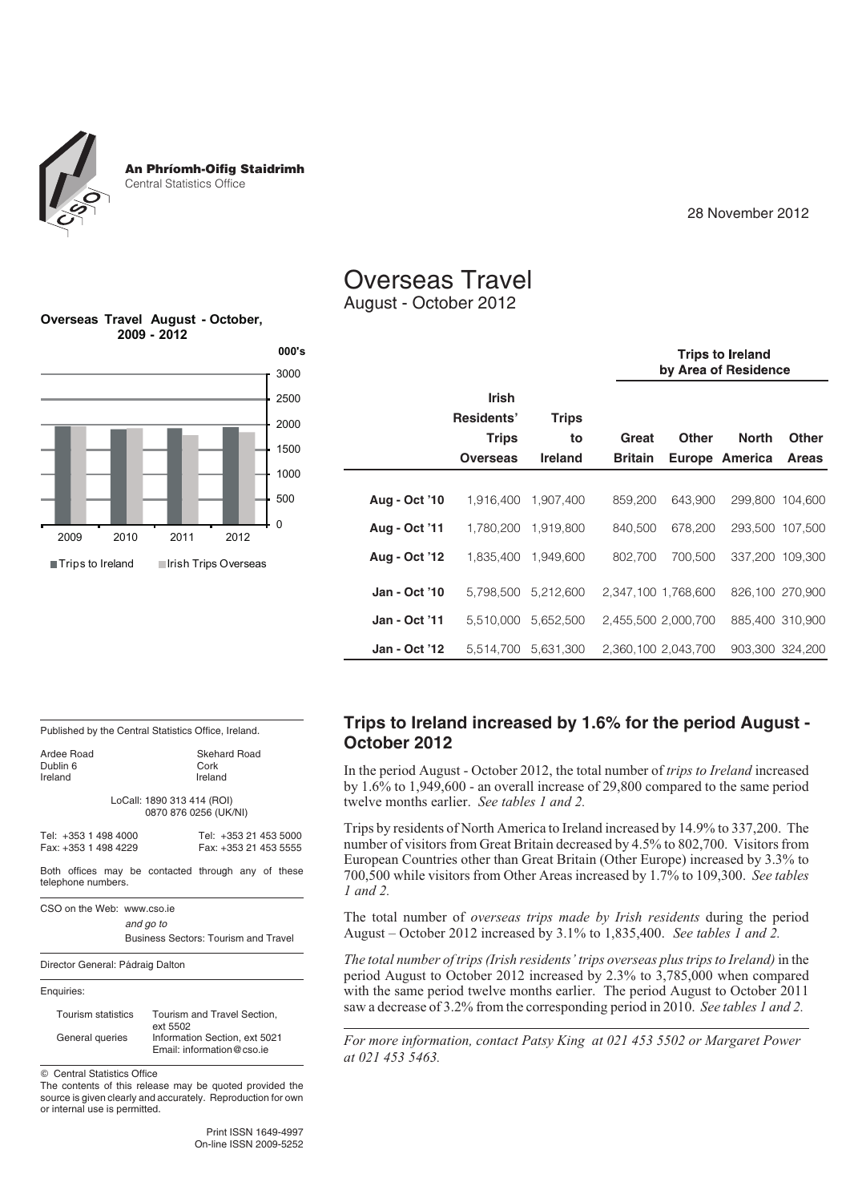**An Phríomh-Oifig Staidrimh**
Central Statistics Office

28 November 2012

# Overseas Travel
August - October 2012

**Overseas Travel August - October, 2009 - 2012**

|  | Irish Residents' Trips Overseas | Trips to Ireland | Trips to Ireland by Area of Residence | | | |
|---|---|---|---|---|---|---|
|  |  |  | Great Britain | Other Europe | North America | Other Areas |
| **Aug - Oct '10** | 1,916,400 | 1,907,400 | 859,200 | 643,900 | 299,800 | 104,600 |
| **Aug - Oct '11** | 1,780,200 | 1,919,800 | 840,500 | 678,200 | 293,500 | 107,500 |
| **Aug - Oct '12** | 1,835,400 | 1,949,600 | 802,700 | 700,500 | 337,200 | 109,300 |
| **Jan - Oct '10** | 5,798,500 | 5,212,600 | 2,347,100 | 1,768,600 | 826,100 | 270,900 |
| **Jan - Oct '11** | 5,510,000 | 5,652,500 | 2,455,500 | 2,000,700 | 885,400 | 310,900 |
| **Jan - Oct '12** | 5,514,700 | 5,631,300 | 2,360,100 | 2,043,700 | 903,300 | 324,200 |

## Trips to Ireland increased by 1.6% for the period August - October 2012

In the period August - October 2012, the total number of *trips to Ireland* increased by 1.6% to 1,949,600 - an overall increase of 29,800 compared to the same period twelve months earlier. *See tables 1 and 2.*

Trips by residents of North America to Ireland increased by 14.9% to 337,200. The number of visitors from Great Britain decreased by 4.5% to 802,700. Visitors from European Countries other than Great Britain (Other Europe) increased by 3.3% to 700,500 while visitors from Other Areas increased by 1.7% to 109,300. *See tables 1 and 2.*

The total number of *overseas trips made by Irish residents* during the period August – October 2012 increased by 3.1% to 1,835,400. *See tables 1 and 2.*

*The total number of trips (Irish residents' trips overseas plus trips to Ireland)* in the period August to October 2012 increased by 2.3% to 3,785,000 when compared with the same period twelve months earlier. The period August to October 2011 saw a decrease of 3.2% from the corresponding period in 2010. *See tables 1 and 2.*

*For more information, contact Patsy King at 021 453 5502 or Margaret Power at 021 453 5463.*

---

Published by the Central Statistics Office, Ireland.

Ardee Road
Dublin 6
Ireland

Skehard Road
Cork
Ireland

LoCall: 1890 313 414 (ROI)
0870 876 0256 (UK/NI)

Tel: +353 1 498 4000
Fax: +353 1 498 4229

Tel: +353 21 453 5000
Fax: +353 21 453 5555

Both offices may be contacted through any of these telephone numbers.

CSO on the Web: www.cso.ie
*and go to*
Business Sectors: Tourism and Travel

Director General: Pádraig Dalton

Enquiries:

| | |
|---|---|
| Tourism statistics | Tourism and Travel Section, ext 5502 |
| General queries | Information Section, ext 5021<br>Email: information@cso.ie |

© Central Statistics Office

The contents of this release may be quoted provided the source is given clearly and accurately. Reproduction for own or internal use is permitted.

Print ISSN 1649-4997
On-line ISSN 2009-5252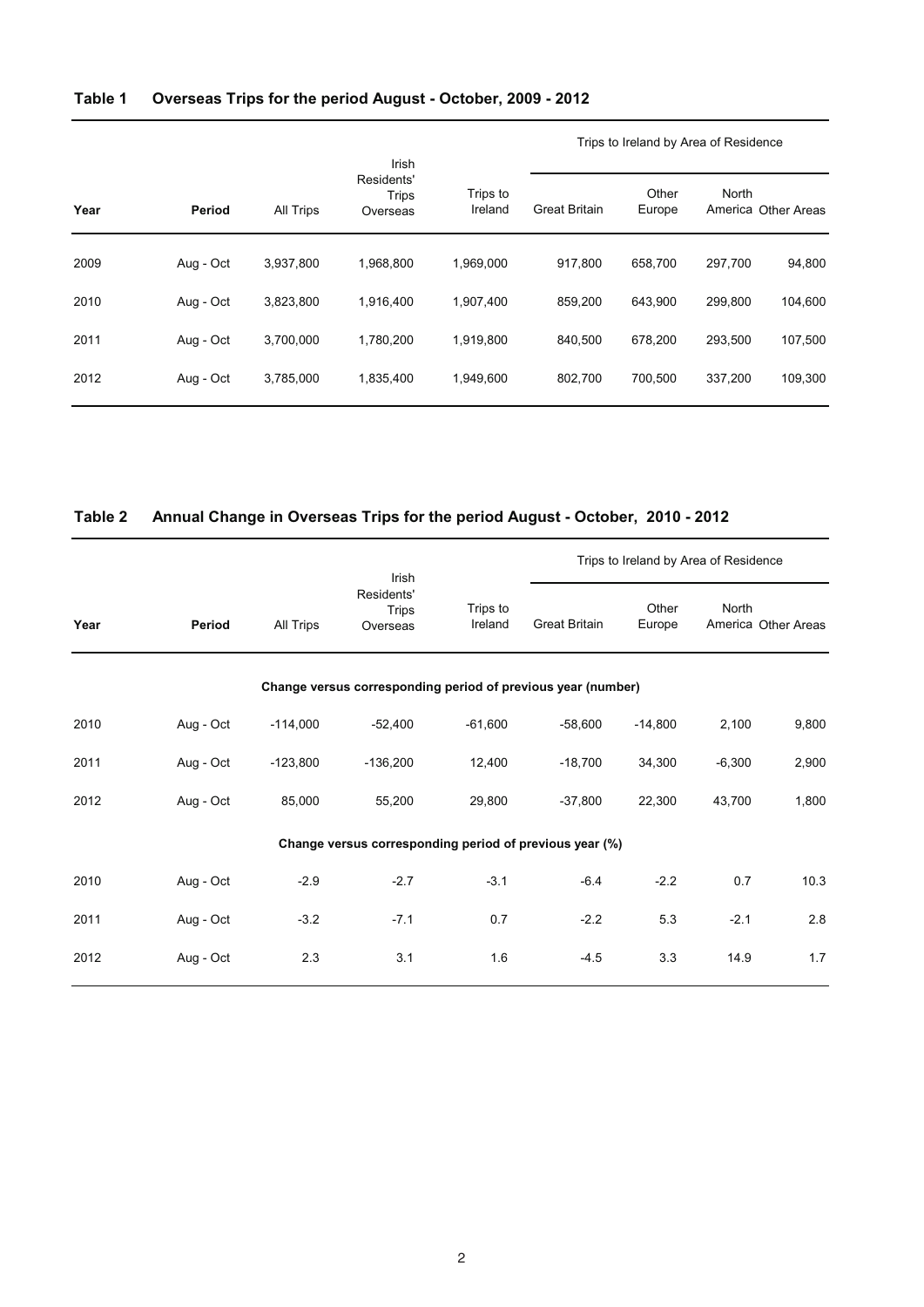**Table 1 Overseas Trips for the period August - October, 2009 - 2012**

| Year | Period | All Trips | Irish Residents' Trips Overseas | Trips to Ireland | Trips to Ireland by Area of Residence | | | |
|---|---|---|---|---|---|---|---|---|
| | | | | | Great Britain | Other Europe | North America | Other Areas |
| 2009 | Aug - Oct | 3,937,800 | 1,968,800 | 1,969,000 | 917,800 | 658,700 | 297,700 | 94,800 |
| 2010 | Aug - Oct | 3,823,800 | 1,916,400 | 1,907,400 | 859,200 | 643,900 | 299,800 | 104,600 |
| 2011 | Aug - Oct | 3,700,000 | 1,780,200 | 1,919,800 | 840,500 | 678,200 | 293,500 | 107,500 |
| 2012 | Aug - Oct | 3,785,000 | 1,835,400 | 1,949,600 | 802,700 | 700,500 | 337,200 | 109,300 |

**Table 2 Annual Change in Overseas Trips for the period August - October, 2010 - 2012**

| Year | Period | All Trips | Irish Residents' Trips Overseas | Trips to Ireland | Trips to Ireland by Area of Residence | | | |
|---|---|---|---|---|---|---|---|---|
| | | | | | Great Britain | Other Europe | North America | Other Areas |
| | | **Change versus corresponding period of previous year (number)** | | | | | | |
| 2010 | Aug - Oct | -114,000 | -52,400 | -61,600 | -58,600 | -14,800 | 2,100 | 9,800 |
| 2011 | Aug - Oct | -123,800 | -136,200 | 12,400 | -18,700 | 34,300 | -6,300 | 2,900 |
| 2012 | Aug - Oct | 85,000 | 55,200 | 29,800 | -37,800 | 22,300 | 43,700 | 1,800 |
| | | **Change versus corresponding period of previous year (%)** | | | | | | |
| 2010 | Aug - Oct | -2.9 | -2.7 | -3.1 | -6.4 | -2.2 | 0.7 | 10.3 |
| 2011 | Aug - Oct | -3.2 | -7.1 | 0.7 | -2.2 | 5.3 | -2.1 | 2.8 |
| 2012 | Aug - Oct | 2.3 | 3.1 | 1.6 | -4.5 | 3.3 | 14.9 | 1.7 |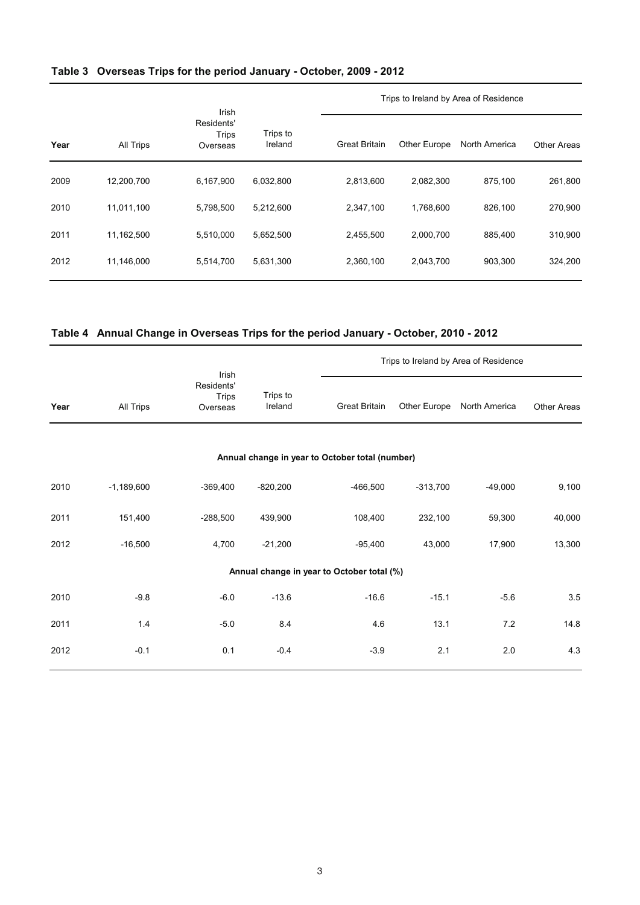## Table 3 Overseas Trips for the period January - October, 2009 - 2012

| Year | All Trips | Irish Residents' Trips Overseas | Trips to Ireland | Trips to Ireland by Area of Residence | | | |
|---|---|---|---|---|---|---|---|
| | | | | Great Britain | Other Europe | North America | Other Areas |
| 2009 | 12,200,700 | 6,167,900 | 6,032,800 | 2,813,600 | 2,082,300 | 875,100 | 261,800 |
| 2010 | 11,011,100 | 5,798,500 | 5,212,600 | 2,347,100 | 1,768,600 | 826,100 | 270,900 |
| 2011 | 11,162,500 | 5,510,000 | 5,652,500 | 2,455,500 | 2,000,700 | 885,400 | 310,900 |
| 2012 | 11,146,000 | 5,514,700 | 5,631,300 | 2,360,100 | 2,043,700 | 903,300 | 324,200 |

## Table 4 Annual Change in Overseas Trips for the period January - October, 2010 - 2012

| Year | All Trips | Irish Residents' Trips Overseas | Trips to Ireland | Trips to Ireland by Area of Residence | | | |
|---|---|---|---|---|---|---|---|
| | | | | Great Britain | Other Europe | North America | Other Areas |
| **Annual change in year to October total (number)** | | | | | | | |
| 2010 | -1,189,600 | -369,400 | -820,200 | -466,500 | -313,700 | -49,000 | 9,100 |
| 2011 | 151,400 | -288,500 | 439,900 | 108,400 | 232,100 | 59,300 | 40,000 |
| 2012 | -16,500 | 4,700 | -21,200 | -95,400 | 43,000 | 17,900 | 13,300 |
| **Annual change in year to October total (%)** | | | | | | | |
| 2010 | -9.8 | -6.0 | -13.6 | -16.6 | -15.1 | -5.6 | 3.5 |
| 2011 | 1.4 | -5.0 | 8.4 | 4.6 | 13.1 | 7.2 | 14.8 |
| 2012 | -0.1 | 0.1 | -0.4 | -3.9 | 2.1 | 2.0 | 4.3 |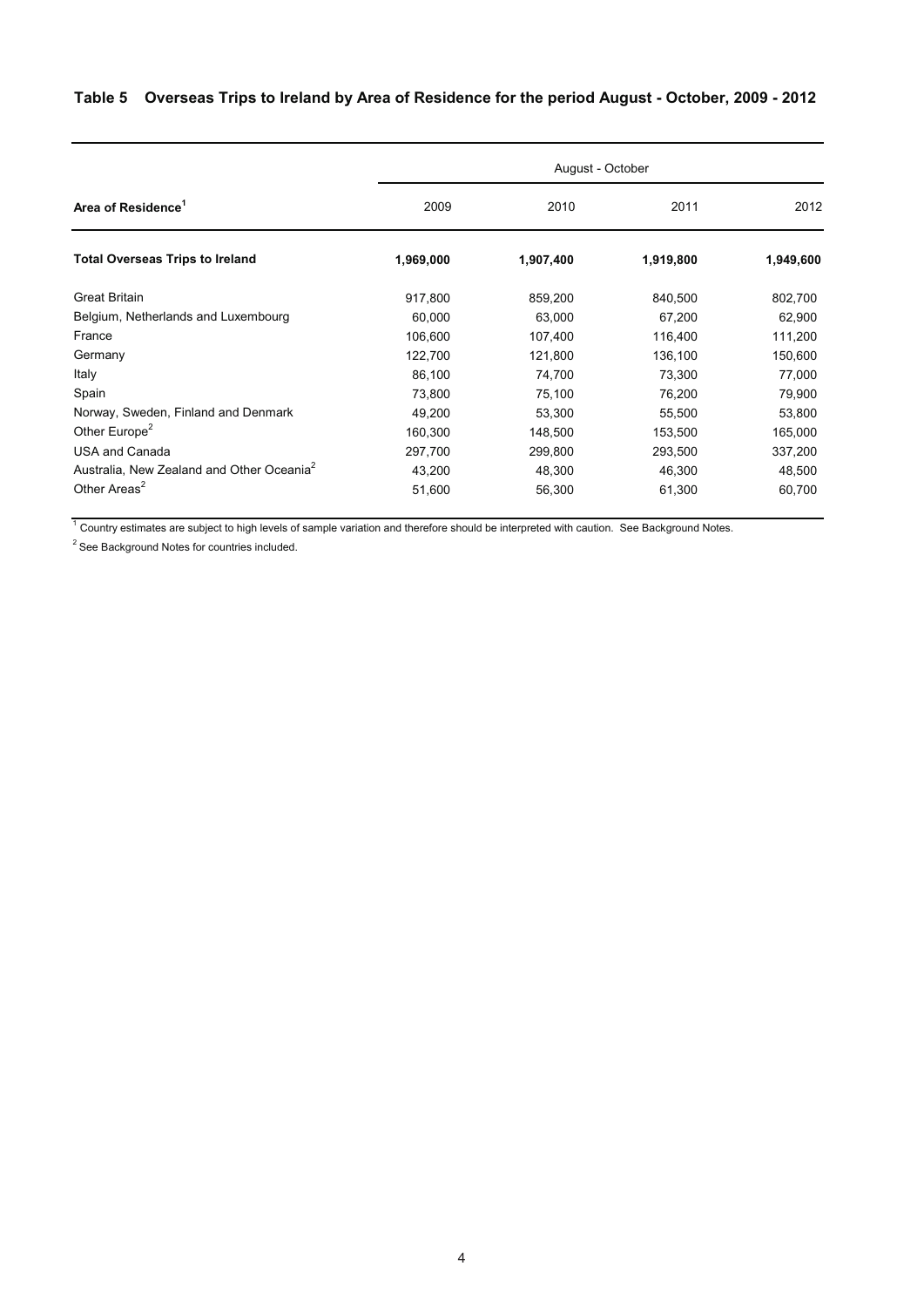## Table 5 Overseas Trips to Ireland by Area of Residence for the period August - October, 2009 - 2012

| Area of Residence[1] | August - October | | | |
|---|---|---|---|---|
| | 2009 | 2010 | 2011 | 2012 |
| **Total Overseas Trips to Ireland** | **1,969,000** | **1,907,400** | **1,919,800** | **1,949,600** |
| Great Britain | 917,800 | 859,200 | 840,500 | 802,700 |
| Belgium, Netherlands and Luxembourg | 60,000 | 63,000 | 67,200 | 62,900 |
| France | 106,600 | 107,400 | 116,400 | 111,200 |
| Germany | 122,700 | 121,800 | 136,100 | 150,600 |
| Italy | 86,100 | 74,700 | 73,300 | 77,000 |
| Spain | 73,800 | 75,100 | 76,200 | 79,900 |
| Norway, Sweden, Finland and Denmark | 49,200 | 53,300 | 55,500 | 53,800 |
| Other Europe[2] | 160,300 | 148,500 | 153,500 | 165,000 |
| USA and Canada | 297,700 | 299,800 | 293,500 | 337,200 |
| Australia, New Zealand and Other Oceania[2] | 43,200 | 48,300 | 46,300 | 48,500 |
| Other Areas[2] | 51,600 | 56,300 | 61,300 | 60,700 |

[1] Country estimates are subject to high levels of sample variation and therefore should be interpreted with caution. See Background Notes.

[2] See Background Notes for countries included.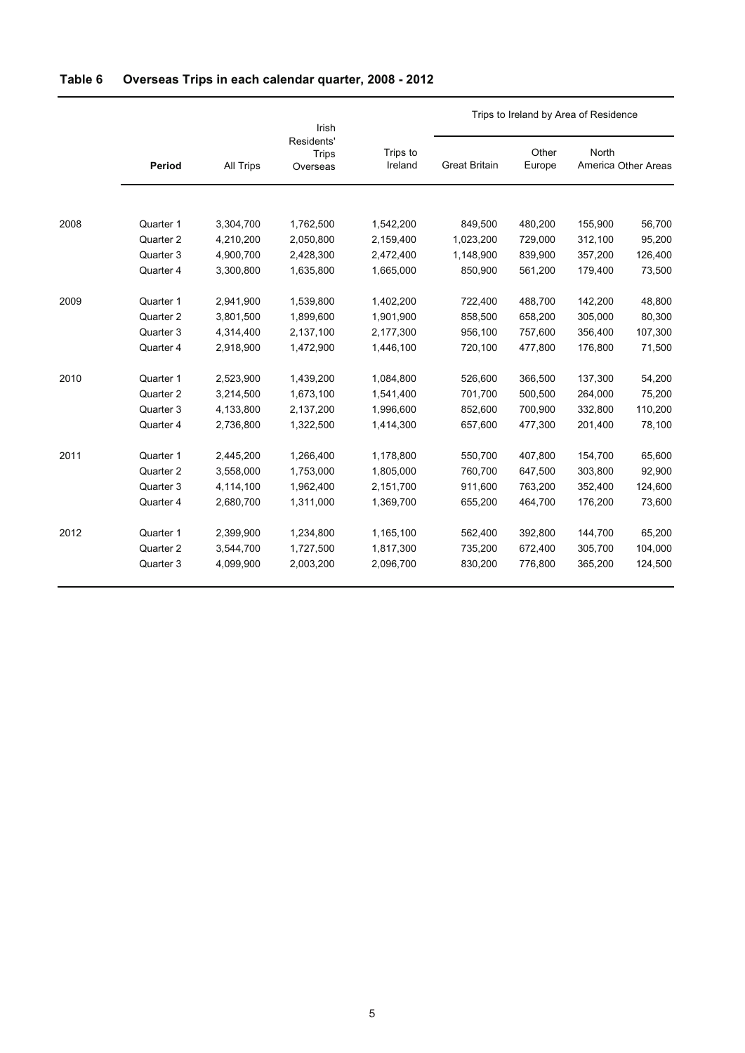## Table 6 Overseas Trips in each calendar quarter, 2008 - 2012

| | Period | All Trips | Irish Residents' Trips Overseas | Trips to Ireland | Trips to Ireland by Area of Residence | | | |
|---|---|---|---|---|---|---|---|---|
| | | | | | Great Britain | Other Europe | North America | Other Areas |
| 2008 | Quarter 1 | 3,304,700 | 1,762,500 | 1,542,200 | 849,500 | 480,200 | 155,900 | 56,700 |
| | Quarter 2 | 4,210,200 | 2,050,800 | 2,159,400 | 1,023,200 | 729,000 | 312,100 | 95,200 |
| | Quarter 3 | 4,900,700 | 2,428,300 | 2,472,400 | 1,148,900 | 839,900 | 357,200 | 126,400 |
| | Quarter 4 | 3,300,800 | 1,635,800 | 1,665,000 | 850,900 | 561,200 | 179,400 | 73,500 |
| 2009 | Quarter 1 | 2,941,900 | 1,539,800 | 1,402,200 | 722,400 | 488,700 | 142,200 | 48,800 |
| | Quarter 2 | 3,801,500 | 1,899,600 | 1,901,900 | 858,500 | 658,200 | 305,000 | 80,300 |
| | Quarter 3 | 4,314,400 | 2,137,100 | 2,177,300 | 956,100 | 757,600 | 356,400 | 107,300 |
| | Quarter 4 | 2,918,900 | 1,472,900 | 1,446,100 | 720,100 | 477,800 | 176,800 | 71,500 |
| 2010 | Quarter 1 | 2,523,900 | 1,439,200 | 1,084,800 | 526,600 | 366,500 | 137,300 | 54,200 |
| | Quarter 2 | 3,214,500 | 1,673,100 | 1,541,400 | 701,700 | 500,500 | 264,000 | 75,200 |
| | Quarter 3 | 4,133,800 | 2,137,200 | 1,996,600 | 852,600 | 700,900 | 332,800 | 110,200 |
| | Quarter 4 | 2,736,800 | 1,322,500 | 1,414,300 | 657,600 | 477,300 | 201,400 | 78,100 |
| 2011 | Quarter 1 | 2,445,200 | 1,266,400 | 1,178,800 | 550,700 | 407,800 | 154,700 | 65,600 |
| | Quarter 2 | 3,558,000 | 1,753,000 | 1,805,000 | 760,700 | 647,500 | 303,800 | 92,900 |
| | Quarter 3 | 4,114,100 | 1,962,400 | 2,151,700 | 911,600 | 763,200 | 352,400 | 124,600 |
| | Quarter 4 | 2,680,700 | 1,311,000 | 1,369,700 | 655,200 | 464,700 | 176,200 | 73,600 |
| 2012 | Quarter 1 | 2,399,900 | 1,234,800 | 1,165,100 | 562,400 | 392,800 | 144,700 | 65,200 |
| | Quarter 2 | 3,544,700 | 1,727,500 | 1,817,300 | 735,200 | 672,400 | 305,700 | 104,000 |
| | Quarter 3 | 4,099,900 | 2,003,200 | 2,096,700 | 830,200 | 776,800 | 365,200 | 124,500 |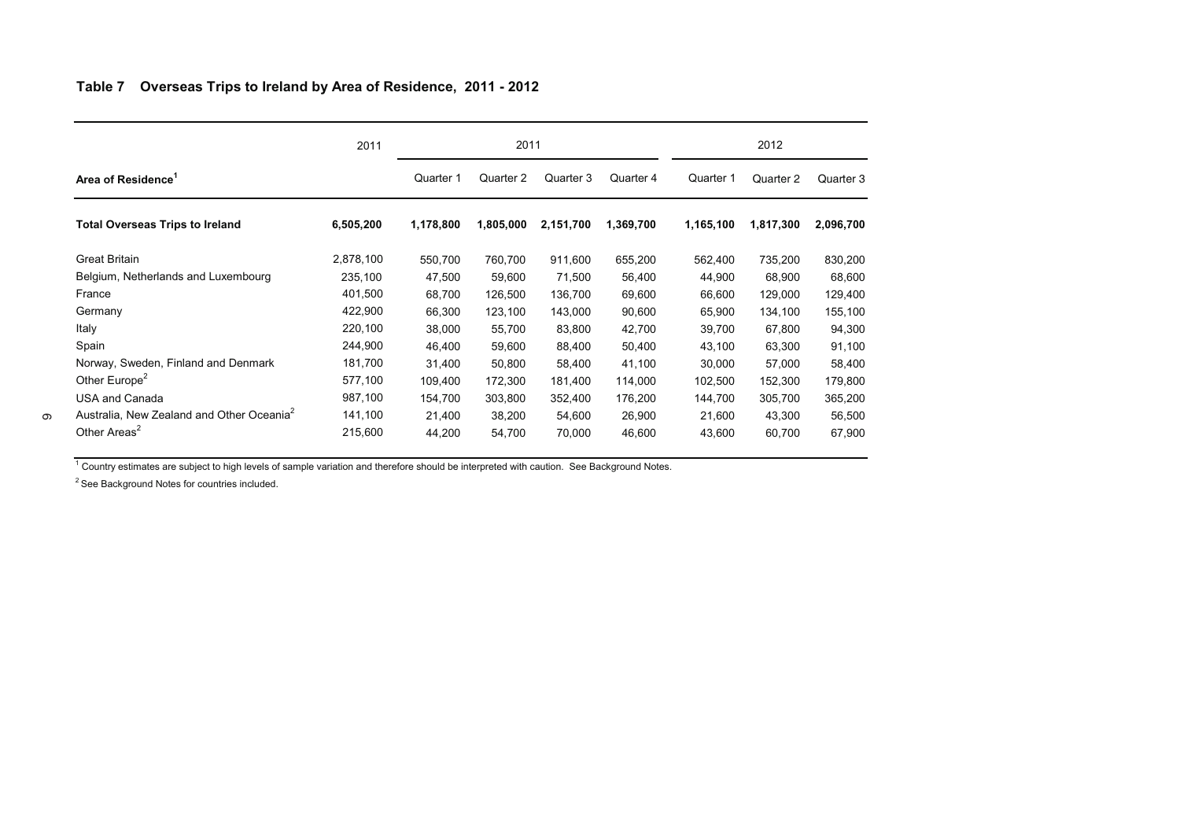## Table 7 Overseas Trips to Ireland by Area of Residence, 2011 - 2012

| | 2011 | 2011 | | | | 2012 | | |
|---|---|---|---|---|---|---|---|---|
| **Area of Residence**[1] | | Quarter 1 | Quarter 2 | Quarter 3 | Quarter 4 | Quarter 1 | Quarter 2 | Quarter 3 |
| **Total Overseas Trips to Ireland** | **6,505,200** | **1,178,800** | **1,805,000** | **2,151,700** | **1,369,700** | **1,165,100** | **1,817,300** | **2,096,700** |
| Great Britain | 2,878,100 | 550,700 | 760,700 | 911,600 | 655,200 | 562,400 | 735,200 | 830,200 |
| Belgium, Netherlands and Luxembourg | 235,100 | 47,500 | 59,600 | 71,500 | 56,400 | 44,900 | 68,900 | 68,600 |
| France | 401,500 | 68,700 | 126,500 | 136,700 | 69,600 | 66,600 | 129,000 | 129,400 |
| Germany | 422,900 | 66,300 | 123,100 | 143,000 | 90,600 | 65,900 | 134,100 | 155,100 |
| Italy | 220,100 | 38,000 | 55,700 | 83,800 | 42,700 | 39,700 | 67,800 | 94,300 |
| Spain | 244,900 | 46,400 | 59,600 | 88,400 | 50,400 | 43,100 | 63,300 | 91,100 |
| Norway, Sweden, Finland and Denmark | 181,700 | 31,400 | 50,800 | 58,400 | 41,100 | 30,000 | 57,000 | 58,400 |
| Other Europe[2] | 577,100 | 109,400 | 172,300 | 181,400 | 114,000 | 102,500 | 152,300 | 179,800 |
| USA and Canada | 987,100 | 154,700 | 303,800 | 352,400 | 176,200 | 144,700 | 305,700 | 365,200 |
| Australia, New Zealand and Other Oceania[2] | 141,100 | 21,400 | 38,200 | 54,600 | 26,900 | 21,600 | 43,300 | 56,500 |
| Other Areas[2] | 215,600 | 44,200 | 54,700 | 70,000 | 46,600 | 43,600 | 60,700 | 67,900 |

[1] Country estimates are subject to high levels of sample variation and therefore should be interpreted with caution. See Background Notes.

[2] See Background Notes for countries included.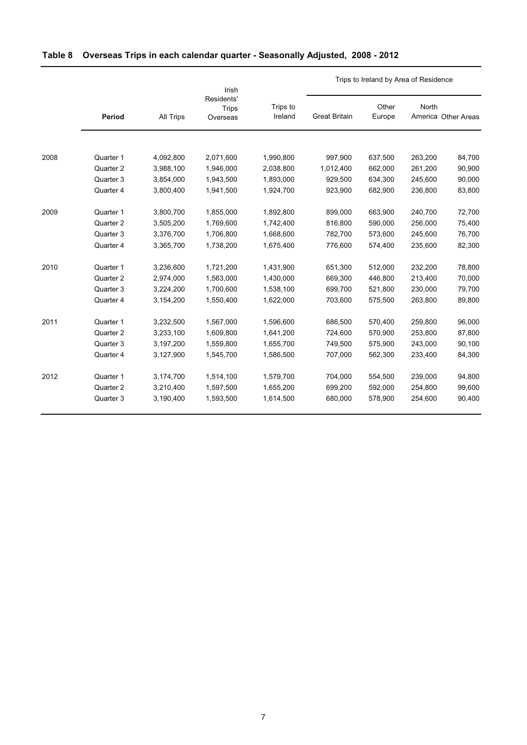## Table 8 Overseas Trips in each calendar quarter - Seasonally Adjusted, 2008 - 2012

| | Period | All Trips | Irish Residents' Trips Overseas | Trips to Ireland | Trips to Ireland by Area of Residence | | | |
|---|---|---|---|---|---|---|---|---|
| | | | | | Great Britain | Other Europe | North America | Other Areas |
| 2008 | Quarter 1 | 4,092,800 | 2,071,600 | 1,990,800 | 997,900 | 637,500 | 263,200 | 84,700 |
| | Quarter 2 | 3,988,100 | 1,946,000 | 2,038,800 | 1,012,400 | 662,000 | 261,200 | 90,900 |
| | Quarter 3 | 3,854,000 | 1,943,500 | 1,893,000 | 929,500 | 634,300 | 245,600 | 90,000 |
| | Quarter 4 | 3,800,400 | 1,941,500 | 1,924,700 | 923,900 | 682,900 | 236,800 | 83,800 |
| 2009 | Quarter 1 | 3,800,700 | 1,855,000 | 1,892,800 | 899,000 | 663,900 | 240,700 | 72,700 |
| | Quarter 2 | 3,505,200 | 1,769,600 | 1,742,400 | 816,800 | 590,000 | 256,000 | 75,400 |
| | Quarter 3 | 3,376,700 | 1,706,800 | 1,668,600 | 782,700 | 573,600 | 245,600 | 76,700 |
| | Quarter 4 | 3,365,700 | 1,738,200 | 1,675,400 | 776,600 | 574,400 | 235,600 | 82,300 |
| 2010 | Quarter 1 | 3,236,600 | 1,721,200 | 1,431,900 | 651,300 | 512,000 | 232,200 | 78,800 |
| | Quarter 2 | 2,974,000 | 1,563,000 | 1,430,000 | 669,300 | 446,800 | 213,400 | 70,000 |
| | Quarter 3 | 3,224,200 | 1,700,600 | 1,538,100 | 699,700 | 521,800 | 230,000 | 79,700 |
| | Quarter 4 | 3,154,200 | 1,550,400 | 1,622,000 | 703,600 | 575,500 | 263,800 | 89,800 |
| 2011 | Quarter 1 | 3,232,500 | 1,567,000 | 1,596,600 | 686,500 | 570,400 | 259,800 | 96,000 |
| | Quarter 2 | 3,233,100 | 1,609,800 | 1,641,200 | 724,600 | 570,900 | 253,800 | 87,800 |
| | Quarter 3 | 3,197,200 | 1,559,800 | 1,655,700 | 749,500 | 575,900 | 243,000 | 90,100 |
| | Quarter 4 | 3,127,900 | 1,545,700 | 1,586,500 | 707,000 | 562,300 | 233,400 | 84,300 |
| 2012 | Quarter 1 | 3,174,700 | 1,514,100 | 1,579,700 | 704,000 | 554,500 | 239,000 | 94,800 |
| | Quarter 2 | 3,210,400 | 1,597,500 | 1,655,200 | 699,200 | 592,000 | 254,800 | 99,600 |
| | Quarter 3 | 3,190,400 | 1,593,500 | 1,614,500 | 680,000 | 578,900 | 254,600 | 90,400 |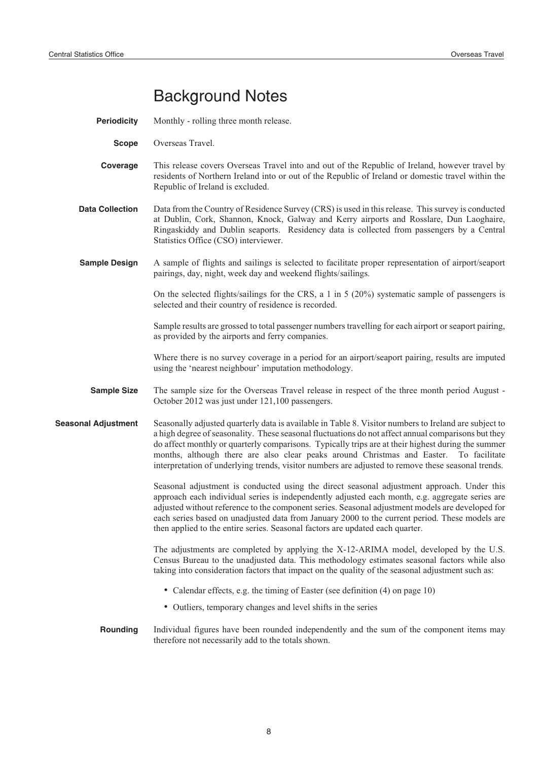# Background Notes

**Periodicity** Monthly - rolling three month release.

**Scope** Overseas Travel.

**Coverage** This release covers Overseas Travel into and out of the Republic of Ireland, however travel by residents of Northern Ireland into or out of the Republic of Ireland or domestic travel within the Republic of Ireland is excluded.

**Data Collection** Data from the Country of Residence Survey (CRS) is used in this release. This survey is conducted at Dublin, Cork, Shannon, Knock, Galway and Kerry airports and Rosslare, Dun Laoghaire, Ringaskiddy and Dublin seaports. Residency data is collected from passengers by a Central Statistics Office (CSO) interviewer.

**Sample Design** A sample of flights and sailings is selected to facilitate proper representation of airport/seaport pairings, day, night, week day and weekend flights/sailings.

On the selected flights/sailings for the CRS, a 1 in 5 (20%) systematic sample of passengers is selected and their country of residence is recorded.

Sample results are grossed to total passenger numbers travelling for each airport or seaport pairing, as provided by the airports and ferry companies.

Where there is no survey coverage in a period for an airport/seaport pairing, results are imputed using the 'nearest neighbour' imputation methodology.

**Sample Size** The sample size for the Overseas Travel release in respect of the three month period August - October 2012 was just under 121,100 passengers.

**Seasonal Adjustment** Seasonally adjusted quarterly data is available in Table 8. Visitor numbers to Ireland are subject to a high degree of seasonality. These seasonal fluctuations do not affect annual comparisons but they do affect monthly or quarterly comparisons. Typically trips are at their highest during the summer months, although there are also clear peaks around Christmas and Easter. To facilitate interpretation of underlying trends, visitor numbers are adjusted to remove these seasonal trends.

Seasonal adjustment is conducted using the direct seasonal adjustment approach. Under this approach each individual series is independently adjusted each month, e.g. aggregate series are adjusted without reference to the component series. Seasonal adjustment models are developed for each series based on unadjusted data from January 2000 to the current period. These models are then applied to the entire series. Seasonal factors are updated each quarter.

The adjustments are completed by applying the X-12-ARIMA model, developed by the U.S. Census Bureau to the unadjusted data. This methodology estimates seasonal factors while also taking into consideration factors that impact on the quality of the seasonal adjustment such as:

- Calendar effects, e.g. the timing of Easter (see definition (4) on page 10)
- Outliers, temporary changes and level shifts in the series

**Rounding** Individual figures have been rounded independently and the sum of the component items may therefore not necessarily add to the totals shown.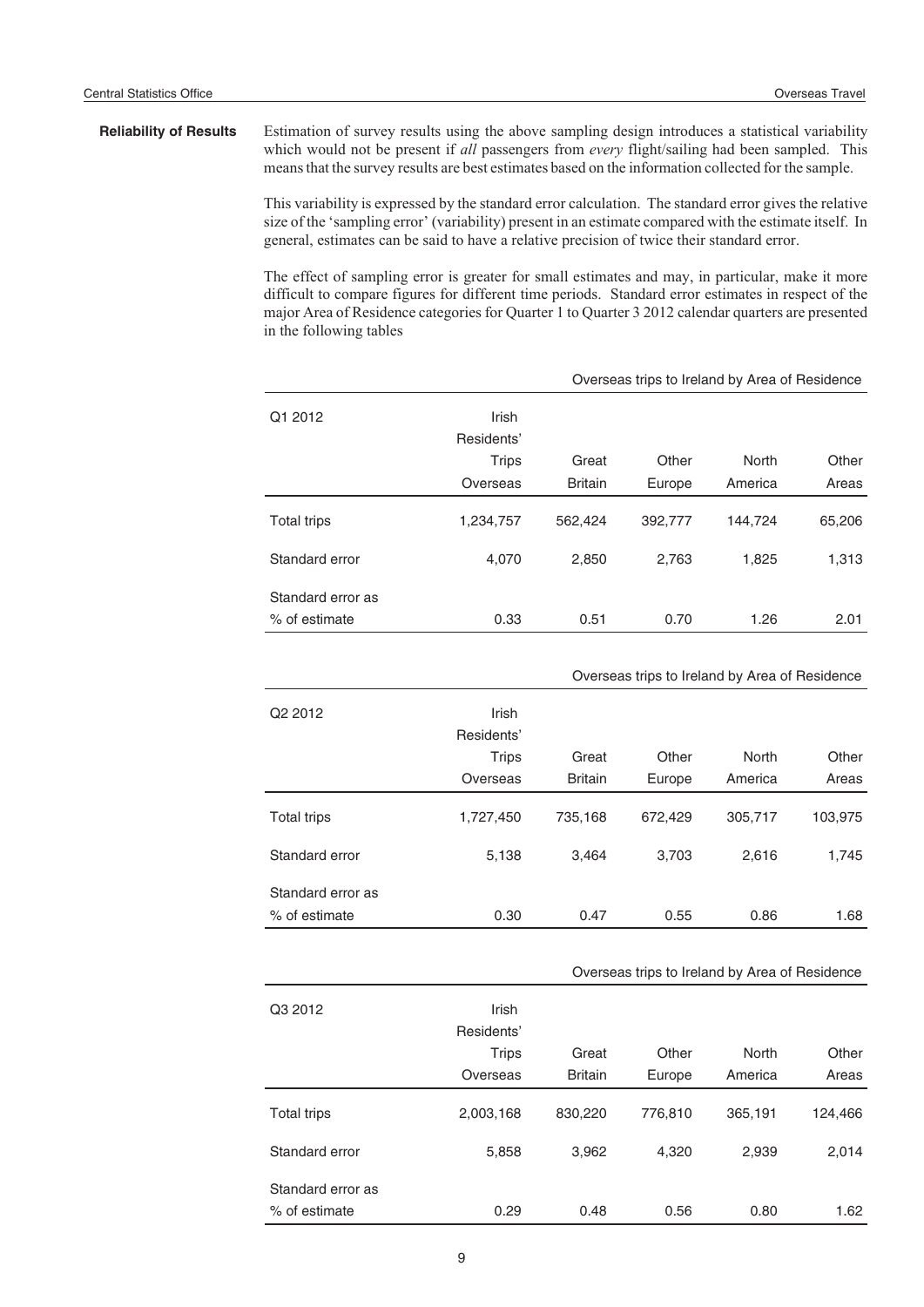**Reliability of Results**

Estimation of survey results using the above sampling design introduces a statistical variability which would not be present if *all* passengers from *every* flight/sailing had been sampled. This means that the survey results are best estimates based on the information collected for the sample.

This variability is expressed by the standard error calculation. The standard error gives the relative size of the 'sampling error' (variability) present in an estimate compared with the estimate itself. In general, estimates can be said to have a relative precision of twice their standard error.

The effect of sampling error is greater for small estimates and may, in particular, make it more difficult to compare figures for different time periods. Standard error estimates in respect of the major Area of Residence categories for Quarter 1 to Quarter 3 2012 calendar quarters are presented in the following tables

| Q1 2012 | Irish Residents' Trips Overseas | Overseas trips to Ireland by Area of Residence | | | |
|---|---|---|---|---|---|
| | | Great Britain | Other Europe | North America | Other Areas |
| Total trips | 1,234,757 | 562,424 | 392,777 | 144,724 | 65,206 |
| Standard error | 4,070 | 2,850 | 2,763 | 1,825 | 1,313 |
| Standard error as % of estimate | 0.33 | 0.51 | 0.70 | 1.26 | 2.01 |

| Q2 2012 | Irish Residents' Trips Overseas | Overseas trips to Ireland by Area of Residence | | | |
|---|---|---|---|---|---|
| | | Great Britain | Other Europe | North America | Other Areas |
| Total trips | 1,727,450 | 735,168 | 672,429 | 305,717 | 103,975 |
| Standard error | 5,138 | 3,464 | 3,703 | 2,616 | 1,745 |
| Standard error as % of estimate | 0.30 | 0.47 | 0.55 | 0.86 | 1.68 |

| Q3 2012 | Irish Residents' Trips Overseas | Overseas trips to Ireland by Area of Residence | | | |
|---|---|---|---|---|---|
| | | Great Britain | Other Europe | North America | Other Areas |
| Total trips | 2,003,168 | 830,220 | 776,810 | 365,191 | 124,466 |
| Standard error | 5,858 | 3,962 | 4,320 | 2,939 | 2,014 |
| Standard error as % of estimate | 0.29 | 0.48 | 0.56 | 0.80 | 1.62 |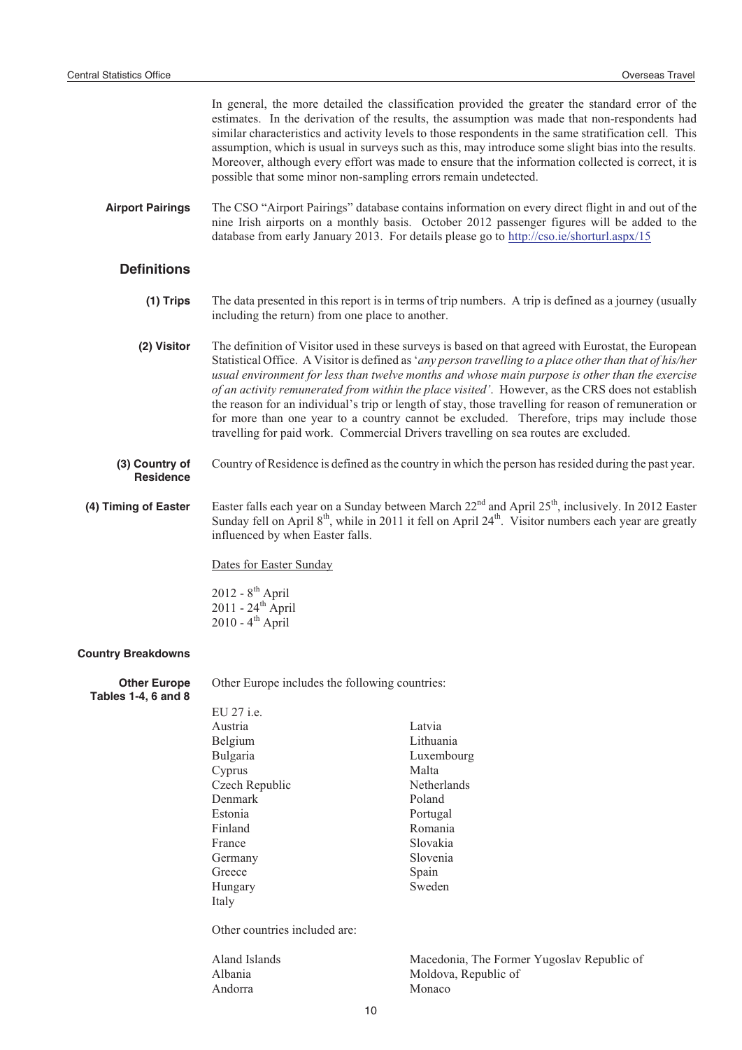In general, the more detailed the classification provided the greater the standard error of the estimates. In the derivation of the results, the assumption was made that non-respondents had similar characteristics and activity levels to those respondents in the same stratification cell. This assumption, which is usual in surveys such as this, may introduce some slight bias into the results. Moreover, although every effort was made to ensure that the information collected is correct, it is possible that some minor non-sampling errors remain undetected.

**Airport Pairings** The CSO "Airport Pairings" database contains information on every direct flight in and out of the nine Irish airports on a monthly basis. October 2012 passenger figures will be added to the database from early January 2013. For details please go to http://cso.ie/shorturl.aspx/15

## Definitions

**(1) Trips** The data presented in this report is in terms of trip numbers. A trip is defined as a journey (usually including the return) from one place to another.

**(2) Visitor** The definition of Visitor used in these surveys is based on that agreed with Eurostat, the European Statistical Office. A Visitor is defined as '*any person travelling to a place other than that of his/her usual environment for less than twelve months and whose main purpose is other than the exercise of an activity remunerated from within the place visited'*. However, as the CRS does not establish the reason for an individual's trip or length of stay, those travelling for reason of remuneration or for more than one year to a country cannot be excluded. Therefore, trips may include those travelling for paid work. Commercial Drivers travelling on sea routes are excluded.

**(3) Country of Residence** Country of Residence is defined as the country in which the person has resided during the past year.

**(4) Timing of Easter** Easter falls each year on a Sunday between March 22nd and April 25th, inclusively. In 2012 Easter Sunday fell on April 8th, while in 2011 it fell on April 24th. Visitor numbers each year are greatly influenced by when Easter falls.

Dates for Easter Sunday

2012 - 8th April
2011 - 24th April
2010 - 4th April

## Country Breakdowns

**Other Europe Tables 1-4, 6 and 8**

Other Europe includes the following countries:

EU 27 i.e.

| | |
|---|---|
| Austria | Latvia |
| Belgium | Lithuania |
| Bulgaria | Luxembourg |
| Cyprus | Malta |
| Czech Republic | Netherlands |
| Denmark | Poland |
| Estonia | Portugal |
| Finland | Romania |
| France | Slovakia |
| Germany | Slovenia |
| Greece | Spain |
| Hungary | Sweden |
| Italy | |

Other countries included are:

| | |
|---|---|
| Aland Islands | Macedonia, The Former Yugoslav Republic of |
| Albania | Moldova, Republic of |
| Andorra | Monaco |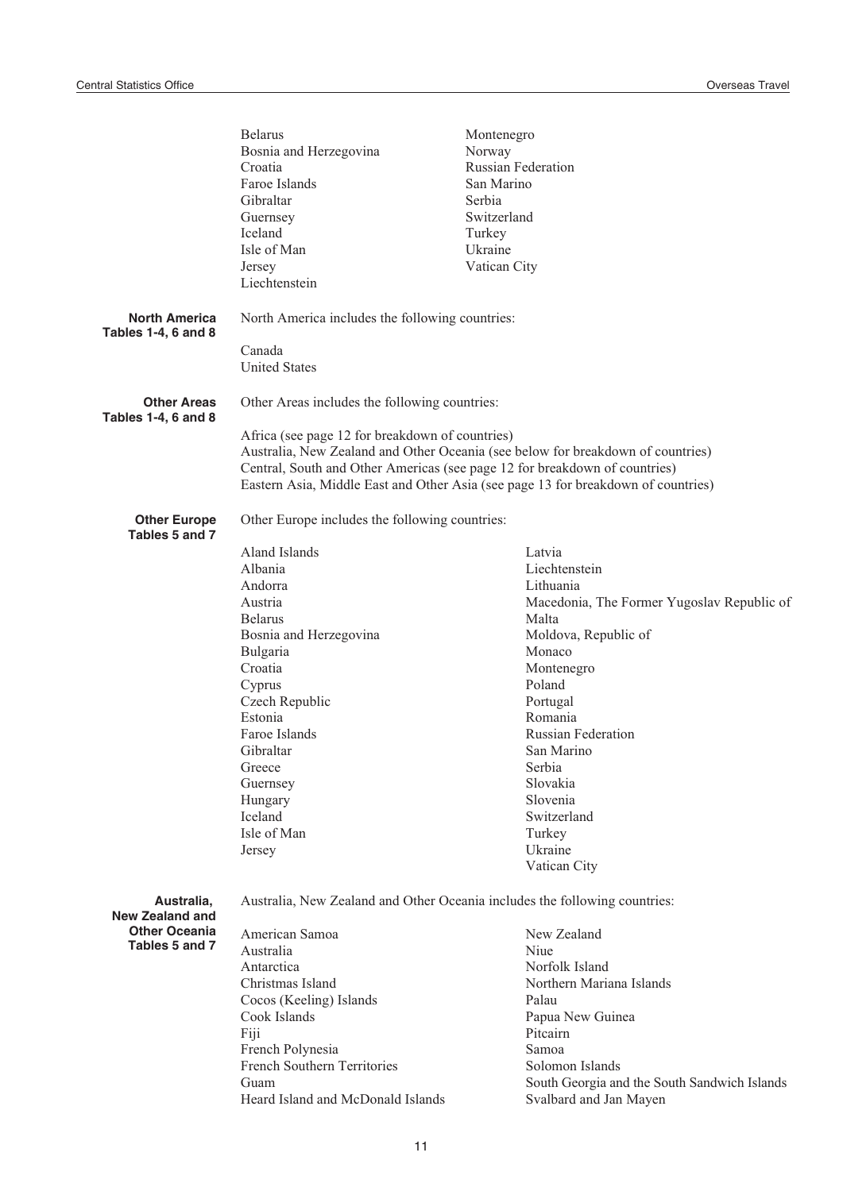Belarus
Bosnia and Herzegovina
Croatia
Faroe Islands
Gibraltar
Guernsey
Iceland
Isle of Man
Jersey
Liechtenstein
Montenegro
Norway
Russian Federation
San Marino
Serbia
Switzerland
Turkey
Ukraine
Vatican City

**North America**
**Tables 1-4, 6 and 8**

North America includes the following countries:

Canada
United States

**Other Areas**
**Tables 1-4, 6 and 8**

Other Areas includes the following countries:

Africa (see page 12 for breakdown of countries)
Australia, New Zealand and Other Oceania (see below for breakdown of countries)
Central, South and Other Americas (see page 12 for breakdown of countries)
Eastern Asia, Middle East and Other Asia (see page 13 for breakdown of countries)

**Other Europe**
**Tables 5 and 7**

Other Europe includes the following countries:

Aland Islands
Albania
Andorra
Austria
Belarus
Bosnia and Herzegovina
Bulgaria
Croatia
Cyprus
Czech Republic
Estonia
Faroe Islands
Gibraltar
Greece
Guernsey
Hungary
Iceland
Isle of Man
Jersey
Latvia
Liechtenstein
Lithuania
Macedonia, The Former Yugoslav Republic of
Malta
Moldova, Republic of
Monaco
Montenegro
Poland
Portugal
Romania
Russian Federation
San Marino
Serbia
Slovakia
Slovenia
Switzerland
Turkey
Ukraine
Vatican City

**Australia, New Zealand and Other Oceania**
**Tables 5 and 7**

Australia, New Zealand and Other Oceania includes the following countries:

American Samoa
Australia
Antarctica
Christmas Island
Cocos (Keeling) Islands
Cook Islands
Fiji
French Polynesia
French Southern Territories
Guam
Heard Island and McDonald Islands
New Zealand
Niue
Norfolk Island
Northern Mariana Islands
Palau
Papua New Guinea
Pitcairn
Samoa
Solomon Islands
South Georgia and the South Sandwich Islands
Svalbard and Jan Mayen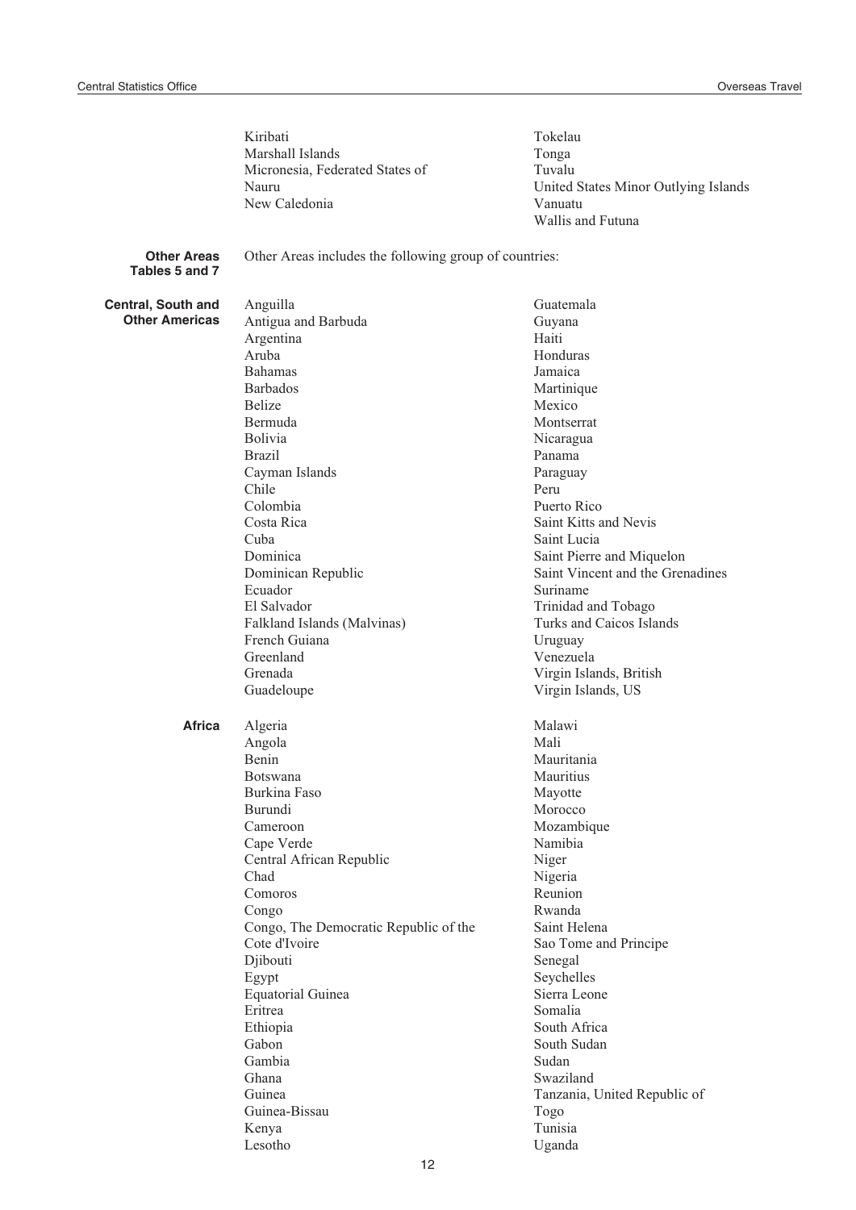Kiribati
Marshall Islands
Micronesia, Federated States of
Nauru
New Caledonia
Tokelau
Tonga
Tuvalu
United States Minor Outlying Islands
Vanuatu
Wallis and Futuna

**Other Areas Tables 5 and 7**

Other Areas includes the following group of countries:

**Central, South and Other Americas**

Anguilla
Antigua and Barbuda
Argentina
Aruba
Bahamas
Barbados
Belize
Bermuda
Bolivia
Brazil
Cayman Islands
Chile
Colombia
Costa Rica
Cuba
Dominica
Dominican Republic
Ecuador
El Salvador
Falkland Islands (Malvinas)
French Guiana
Greenland
Grenada
Guadeloupe
Guatemala
Guyana
Haiti
Honduras
Jamaica
Martinique
Mexico
Montserrat
Nicaragua
Panama
Paraguay
Peru
Puerto Rico
Saint Kitts and Nevis
Saint Lucia
Saint Pierre and Miquelon
Saint Vincent and the Grenadines
Suriname
Trinidad and Tobago
Turks and Caicos Islands
Uruguay
Venezuela
Virgin Islands, British
Virgin Islands, US

**Africa**

Algeria
Angola
Benin
Botswana
Burkina Faso
Burundi
Cameroon
Cape Verde
Central African Republic
Chad
Comoros
Congo
Congo, The Democratic Republic of the
Cote d'Ivoire
Djibouti
Egypt
Equatorial Guinea
Eritrea
Ethiopia
Gabon
Gambia
Ghana
Guinea
Guinea-Bissau
Kenya
Lesotho
Malawi
Mali
Mauritania
Mauritius
Mayotte
Morocco
Mozambique
Namibia
Niger
Nigeria
Reunion
Rwanda
Saint Helena
Sao Tome and Principe
Senegal
Seychelles
Sierra Leone
Somalia
South Africa
South Sudan
Sudan
Swaziland
Tanzania, United Republic of
Togo
Tunisia
Uganda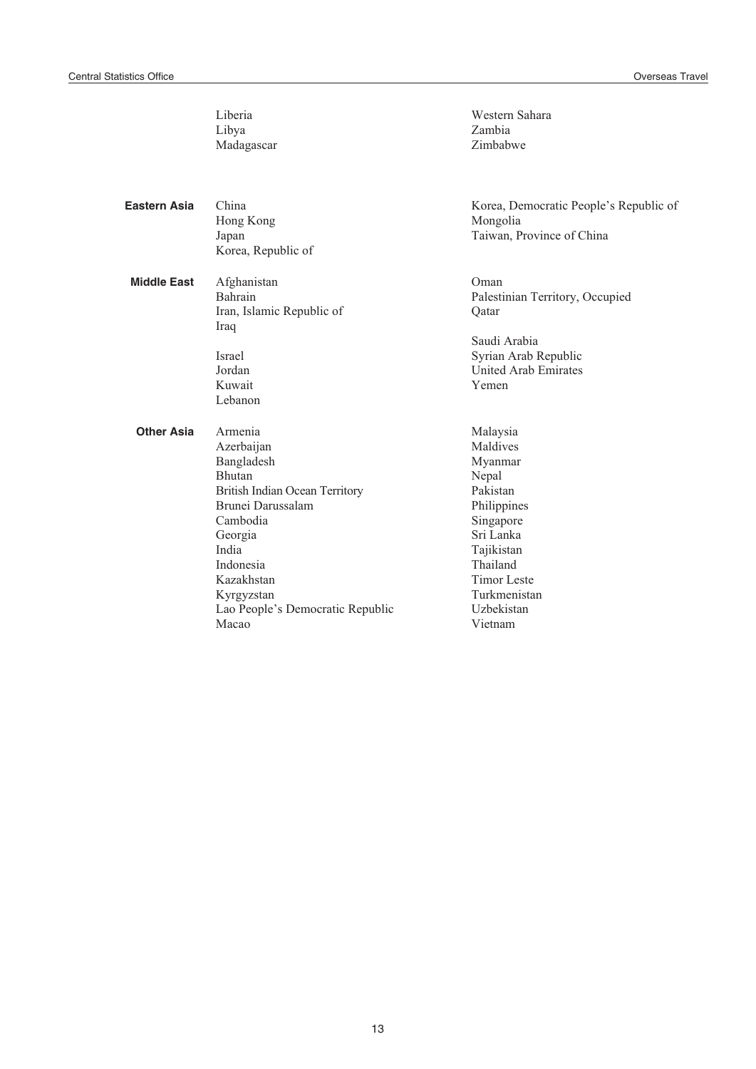Liberia
Libya
Madagascar
Western Sahara
Zambia
Zimbabwe

**Eastern Asia**

China
Hong Kong
Japan
Korea, Republic of
Korea, Democratic People's Republic of
Mongolia
Taiwan, Province of China

**Middle East**

Afghanistan
Bahrain
Iran, Islamic Republic of
Iraq
Israel
Jordan
Kuwait
Lebanon
Oman
Palestinian Territory, Occupied
Qatar
Saudi Arabia
Syrian Arab Republic
United Arab Emirates
Yemen

**Other Asia**

Armenia
Azerbaijan
Bangladesh
Bhutan
British Indian Ocean Territory
Brunei Darussalam
Cambodia
Georgia
India
Indonesia
Kazakhstan
Kyrgyzstan
Lao People's Democratic Republic
Macao
Malaysia
Maldives
Myanmar
Nepal
Pakistan
Philippines
Singapore
Sri Lanka
Tajikistan
Thailand
Timor Leste
Turkmenistan
Uzbekistan
Vietnam